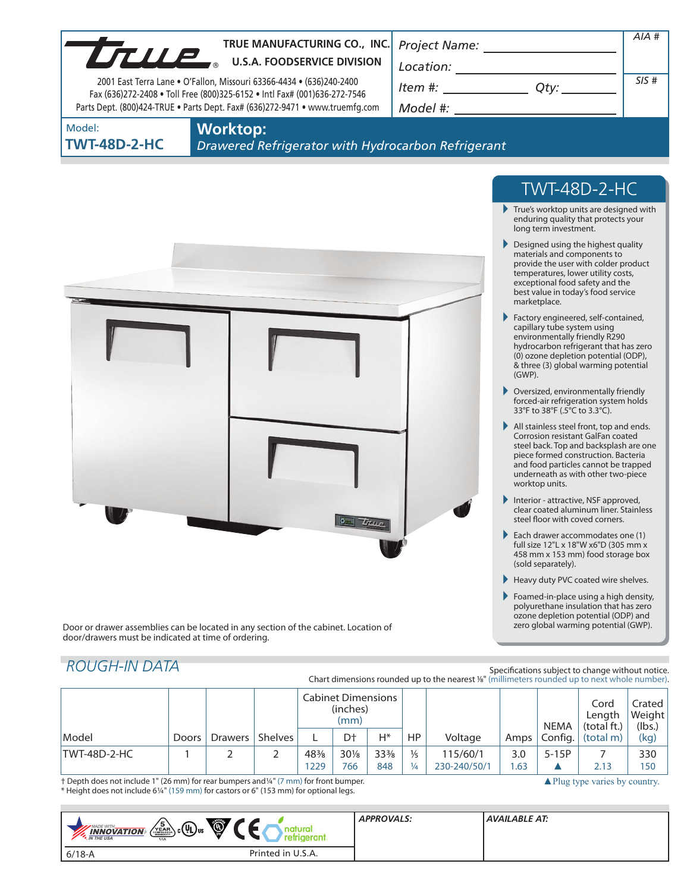**TRUE MANUFACTURING CO., INC.**
**U.S.A. FOODSERVICE DIVISION**

2001 East Terra Lane • O'Fallon, Missouri 63366-4434 • (636)240-2400
Fax (636)272-2408 • Toll Free (800)325-6152 • Intl Fax# (001)636-272-7546
Parts Dept. (800)424-TRUE • Parts Dept. Fax# (636)272-9471 • www.truemfg.com

Project Name: ______________________

Location: ______________________

Item #: ____________ Qty: ________

Model #: ______________________

AIA #

SIS #

Model:
**TWT-48D-2-HC**

# Worktop:
*Drawered Refrigerator with Hydrocarbon Refrigerant*

## TWT-48D-2-HC

- True's worktop units are designed with enduring quality that protects your long term investment.
- Designed using the highest quality materials and components to provide the user with colder product temperatures, lower utility costs, exceptional food safety and the best value in today's food service marketplace.
- Factory engineered, self-contained, capillary tube system using environmentally friendly R290 hydrocarbon refrigerant that has zero (0) ozone depletion potential (ODP), & three (3) global warming potential (GWP).
- Oversized, environmentally friendly forced-air refrigeration system holds 33°F to 38°F (.5°C to 3.3°C).
- All stainless steel front, top and ends. Corrosion resistant GalFan coated steel back. Top and backsplash are one piece formed construction. Bacteria and food particles cannot be trapped underneath as with other two-piece worktop units.
- Interior - attractive, NSF approved, clear coated aluminum liner. Stainless steel floor with coved corners.
- Each drawer accommodates one (1) full size 12"L x 18"W x6"D (305 mm x 458 mm x 153 mm) food storage box (sold separately).
- Heavy duty PVC coated wire shelves.
- Foamed-in-place using a high density, polyurethane insulation that has zero ozone depletion potential (ODP) and zero global warming potential (GWP).

Door or drawer assemblies can be located in any section of the cabinet. Location of door/drawers must be indicated at time of ordering.

## ROUGH-IN DATA

Specifications subject to change without notice.
Chart dimensions rounded up to the nearest ⅛" (millimeters rounded up to next whole number).

| Model | Doors | Drawers | Shelves | Cabinet Dimensions (inches) (mm) L | D† | H* | HP | Voltage | Amps | NEMA Config. | Cord Length (total ft.) (total m) | Crated Weight (lbs.) (kg) |
|---|---|---|---|---|---|---|---|---|---|---|---|---|
| TWT-48D-2-HC | 1 | 2 | 2 | 48⅜ | 30⅛ | 33⅜ | ⅓ | 115/60/1 | 3.0 | 5-15P | 7 | 330 |
| | | | | 1229 | 766 | 848 | ¼ | 230-240/50/1 | 1.63 | ▲ | 2.13 | 150 |

† Depth does not include 1" (26 mm) for rear bumpers and ¼" (7 mm) for front bumper.
* Height does not include 6¼" (159 mm) for castors or 6" (153 mm) for optional legs.

▲ Plug type varies by country.

APPROVALS:

AVAILABLE AT:

6/18-A

Printed in U.S.A.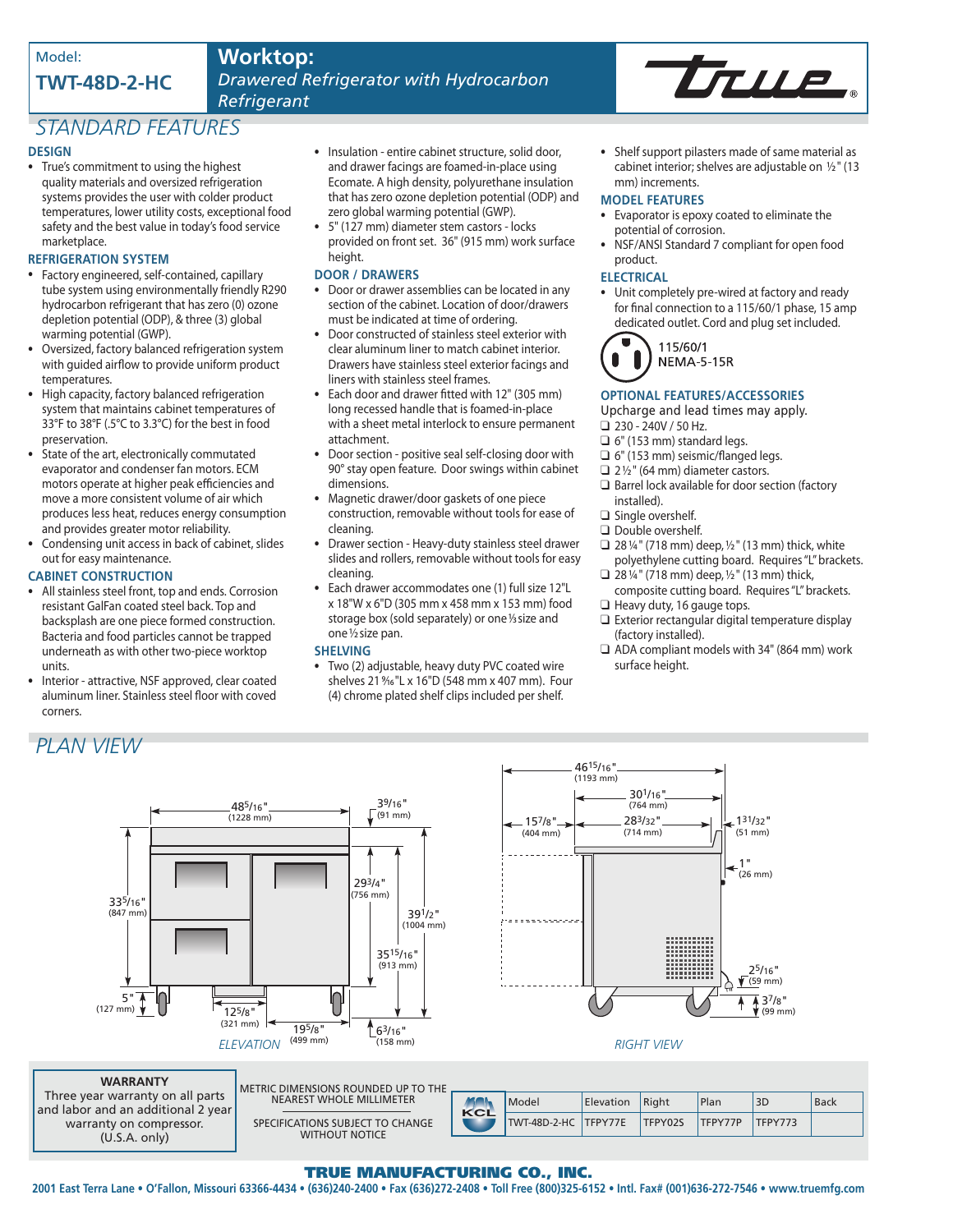Model:

**TWT-48D-2-HC**

# Worktop:

*Drawered Refrigerator with Hydrocarbon Refrigerant*

## STANDARD FEATURES

### DESIGN

- True's commitment to using the highest quality materials and oversized refrigeration systems provides the user with colder product temperatures, lower utility costs, exceptional food safety and the best value in today's food service marketplace.

### REFRIGERATION SYSTEM

- Factory engineered, self-contained, capillary tube system using environmentally friendly R290 hydrocarbon refrigerant that has zero (0) ozone depletion potential (ODP), & three (3) global warming potential (GWP).
- Oversized, factory balanced refrigeration system with guided airflow to provide uniform product temperatures.
- High capacity, factory balanced refrigeration system that maintains cabinet temperatures of 33°F to 38°F (.5°C to 3.3°C) for the best in food preservation.
- State of the art, electronically commutated evaporator and condenser fan motors. ECM motors operate at higher peak efficiencies and move a more consistent volume of air which produces less heat, reduces energy consumption and provides greater motor reliability.
- Condensing unit access in back of cabinet, slides out for easy maintenance.

### CABINET CONSTRUCTION

- All stainless steel front, top and ends. Corrosion resistant GalFan coated steel back. Top and backsplash are one piece formed construction. Bacteria and food particles cannot be trapped underneath as with other two-piece worktop units.
- Interior - attractive, NSF approved, clear coated aluminum liner. Stainless steel floor with coved corners.
- Insulation - entire cabinet structure, solid door, and drawer facings are foamed-in-place using Ecomate. A high density, polyurethane insulation that has zero ozone depletion potential (ODP) and zero global warming potential (GWP).
- 5" (127 mm) diameter stem castors - locks provided on front set. 36" (915 mm) work surface height.

### DOOR / DRAWERS

- Door or drawer assemblies can be located in any section of the cabinet. Location of door/drawers must be indicated at time of ordering.
- Door constructed of stainless steel exterior with clear aluminum liner to match cabinet interior. Drawers have stainless steel exterior facings and liners with stainless steel frames.
- Each door and drawer fitted with 12" (305 mm) long recessed handle that is foamed-in-place with a sheet metal interlock to ensure permanent attachment.
- Door section - positive seal self-closing door with 90° stay open feature. Door swings within cabinet dimensions.
- Magnetic drawer/door gaskets of one piece construction, removable without tools for ease of cleaning.
- Drawer section - Heavy-duty stainless steel drawer slides and rollers, removable without tools for easy cleaning.
- Each drawer accommodates one (1) full size 12"L x 18"W x 6"D (305 mm x 458 mm x 153 mm) food storage box (sold separately) or one ⅓ size and one ½ size pan.

### SHELVING

- Two (2) adjustable, heavy duty PVC coated wire shelves 21 9/16"L x 16"D (548 mm x 407 mm). Four (4) chrome plated shelf clips included per shelf.
- Shelf support pilasters made of same material as cabinet interior; shelves are adjustable on ½" (13 mm) increments.

### MODEL FEATURES

- Evaporator is epoxy coated to eliminate the potential of corrosion.
- NSF/ANSI Standard 7 compliant for open food product.

### ELECTRICAL

- Unit completely pre-wired at factory and ready for final connection to a 115/60/1 phase, 15 amp dedicated outlet. Cord and plug set included.

115/60/1
NEMA-5-15R

### OPTIONAL FEATURES/ACCESSORIES

Upcharge and lead times may apply.

- ❑ 230 - 240V / 50 Hz.
- ❑ 6" (153 mm) standard legs.
- ❑ 6" (153 mm) seismic/flanged legs.
- ❑ 2½" (64 mm) diameter castors.
- ❑ Barrel lock available for door section (factory installed).
- ❑ Single overshelf.
- ❑ Double overshelf.
- ❑ 28¼" (718 mm) deep, ½" (13 mm) thick, white polyethylene cutting board. Requires "L" brackets.
- ❑ 28¼" (718 mm) deep, ½" (13 mm) thick, composite cutting board. Requires "L" brackets.
- ❑ Heavy duty, 16 gauge tops.
- ❑ Exterior rectangular digital temperature display (factory installed).
- ❑ ADA compliant models with 34" (864 mm) work surface height.

## PLAN VIEW

48 5/16" (1228 mm)
3 9/16" (91 mm)
33 5/16" (847 mm)
29 3/4" (756 mm)
39 1/2" (1004 mm)
35 15/16" (913 mm)
5" (127 mm)
12 5/8" (321 mm)
19 5/8" (499 mm)
6 3/16" (158 mm)

*ELEVATION*

46 15/16" (1193 mm)
30 1/16" (764 mm)
15 7/8" (404 mm)
28 3/32" (714 mm)
1 31/32" (51 mm)
1" (26 mm)
2 5/16" (59 mm)
3 7/8" (99 mm)

*RIGHT VIEW*

**WARRANTY**
Three year warranty on all parts and labor and an additional 2 year warranty on compressor. (U.S.A. only)

METRIC DIMENSIONS ROUNDED UP TO THE NEAREST WHOLE MILLIMETER

SPECIFICATIONS SUBJECT TO CHANGE WITHOUT NOTICE

| Model | Elevation | Right | Plan | 3D | Back |
|---|---|---|---|---|---|
| TWT-48D-2-HC | TFPY77E | TFPY02S | TFPY77P | TFPY773 | |

**TRUE MANUFACTURING CO., INC.**

2001 East Terra Lane • O'Fallon, Missouri 63366-4434 • (636)240-2400 • Fax (636)272-2408 • Toll Free (800)325-6152 • Intl. Fax# (001)636-272-7546 • www.truemfg.com